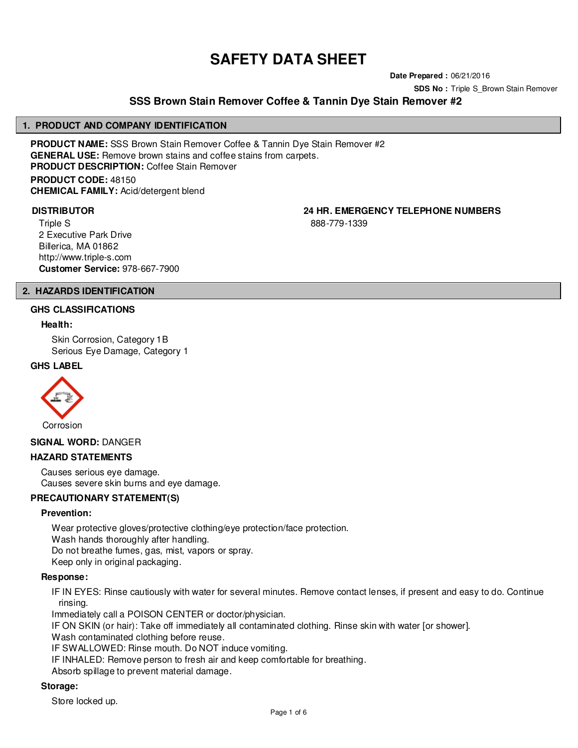# SAFETY DATA SHEET

**Date Prepared :** 06/21/2016

**SDS No :** Triple S_Brown Stain Remover

## SSS Brown Stain Remover Coffee & Tannin Dye Stain Remover #2

## 1. PRODUCT AND COMPANY IDENTIFICATION

**PRODUCT NAME:** SSS Brown Stain Remover Coffee & Tannin Dye Stain Remover #2
**GENERAL USE:** Remove brown stains and coffee stains from carpets.
**PRODUCT DESCRIPTION:** Coffee Stain Remover

**PRODUCT CODE:** 48150
**CHEMICAL FAMILY:** Acid/detergent blend

**DISTRIBUTOR**

Triple S
2 Executive Park Drive
Billerica, MA 01862
http://www.triple-s.com
**Customer Service:** 978-667-7900

**24 HR. EMERGENCY TELEPHONE NUMBERS**

888-779-1339

## 2. HAZARDS IDENTIFICATION

### GHS CLASSIFICATIONS

**Health:**

Skin Corrosion, Category 1B
Serious Eye Damage, Category 1

### GHS LABEL

Corrosion

**SIGNAL WORD:** DANGER

### HAZARD STATEMENTS

Causes serious eye damage.
Causes severe skin burns and eye damage.

### PRECAUTIONARY STATEMENT(S)

**Prevention:**

Wear protective gloves/protective clothing/eye protection/face protection.
Wash hands thoroughly after handling.
Do not breathe fumes, gas, mist, vapors or spray.
Keep only in original packaging.

**Response:**

IF IN EYES: Rinse cautiously with water for several minutes. Remove contact lenses, if present and easy to do. Continue rinsing.
Immediately call a POISON CENTER or doctor/physician.
IF ON SKIN (or hair): Take off immediately all contaminated clothing. Rinse skin with water [or shower].
Wash contaminated clothing before reuse.
IF SWALLOWED: Rinse mouth. Do NOT induce vomiting.
IF INHALED: Remove person to fresh air and keep comfortable for breathing.
Absorb spillage to prevent material damage.

**Storage:**

Store locked up.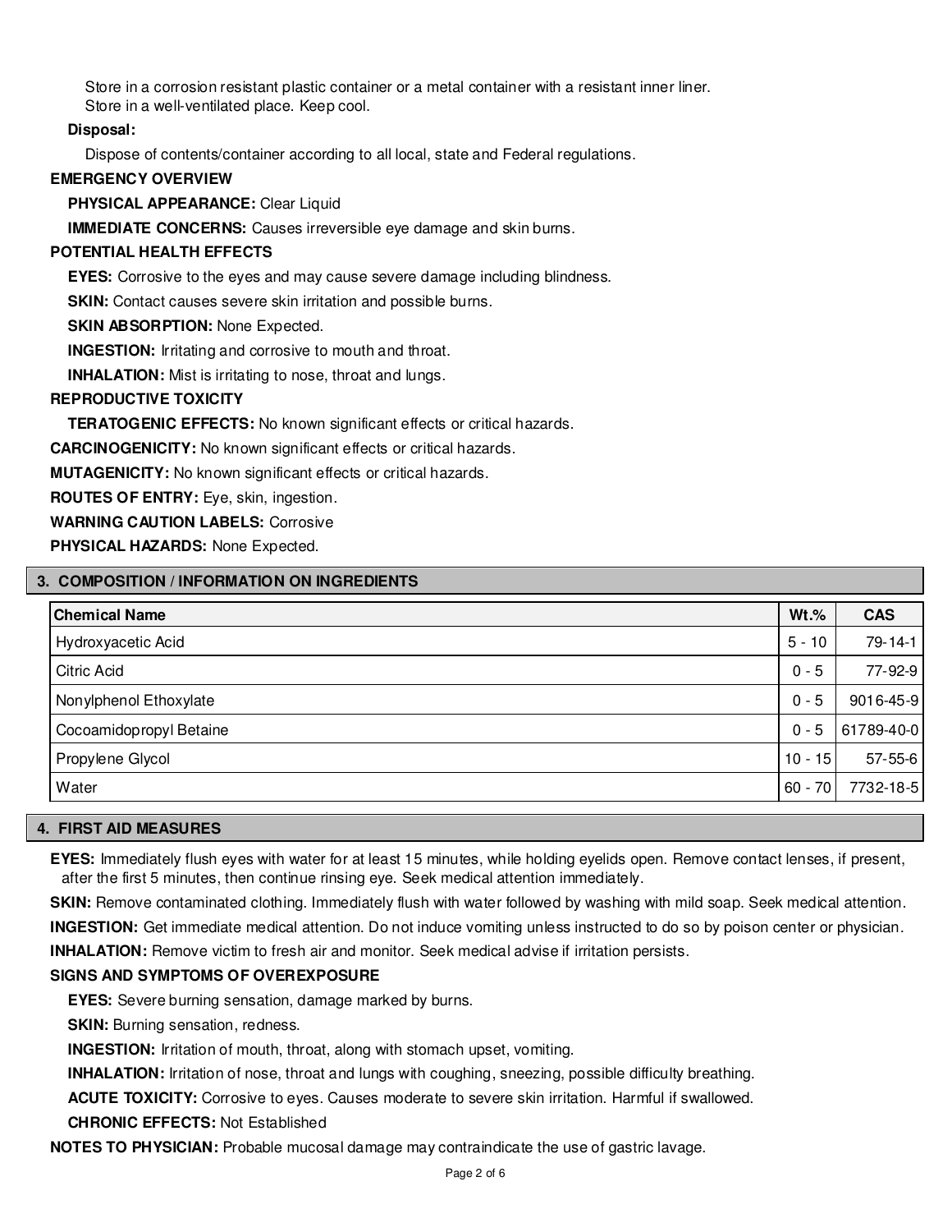Store in a corrosion resistant plastic container or a metal container with a resistant inner liner.
Store in a well-ventilated place. Keep cool.

**Disposal:**

Dispose of contents/container according to all local, state and Federal regulations.

**EMERGENCY OVERVIEW**

**PHYSICAL APPEARANCE:** Clear Liquid

**IMMEDIATE CONCERNS:** Causes irreversible eye damage and skin burns.

**POTENTIAL HEALTH EFFECTS**

**EYES:** Corrosive to the eyes and may cause severe damage including blindness.

**SKIN:** Contact causes severe skin irritation and possible burns.

**SKIN ABSORPTION:** None Expected.

**INGESTION:** Irritating and corrosive to mouth and throat.

**INHALATION:** Mist is irritating to nose, throat and lungs.

**REPRODUCTIVE TOXICITY**

**TERATOGENIC EFFECTS:** No known significant effects or critical hazards.

**CARCINOGENICITY:** No known significant effects or critical hazards.

**MUTAGENICITY:** No known significant effects or critical hazards.

**ROUTES OF ENTRY:** Eye, skin, ingestion.

**WARNING CAUTION LABELS:** Corrosive

**PHYSICAL HAZARDS:** None Expected.

## 3. COMPOSITION / INFORMATION ON INGREDIENTS

| Chemical Name | Wt.% | CAS |
|---|---|---|
| Hydroxyacetic Acid | 5 - 10 | 79-14-1 |
| Citric Acid | 0 - 5 | 77-92-9 |
| Nonylphenol Ethoxylate | 0 - 5 | 9016-45-9 |
| Cocoamidopropyl Betaine | 0 - 5 | 61789-40-0 |
| Propylene Glycol | 10 - 15 | 57-55-6 |
| Water | 60 - 70 | 7732-18-5 |

## 4. FIRST AID MEASURES

**EYES:** Immediately flush eyes with water for at least 15 minutes, while holding eyelids open. Remove contact lenses, if present, after the first 5 minutes, then continue rinsing eye. Seek medical attention immediately.

**SKIN:** Remove contaminated clothing. Immediately flush with water followed by washing with mild soap. Seek medical attention.

**INGESTION:** Get immediate medical attention. Do not induce vomiting unless instructed to do so by poison center or physician.

**INHALATION:** Remove victim to fresh air and monitor. Seek medical advise if irritation persists.

**SIGNS AND SYMPTOMS OF OVEREXPOSURE**

**EYES:** Severe burning sensation, damage marked by burns.

**SKIN:** Burning sensation, redness.

**INGESTION:** Irritation of mouth, throat, along with stomach upset, vomiting.

**INHALATION:** Irritation of nose, throat and lungs with coughing, sneezing, possible difficulty breathing.

**ACUTE TOXICITY:** Corrosive to eyes. Causes moderate to severe skin irritation. Harmful if swallowed.

**CHRONIC EFFECTS:** Not Established

**NOTES TO PHYSICIAN:** Probable mucosal damage may contraindicate the use of gastric lavage.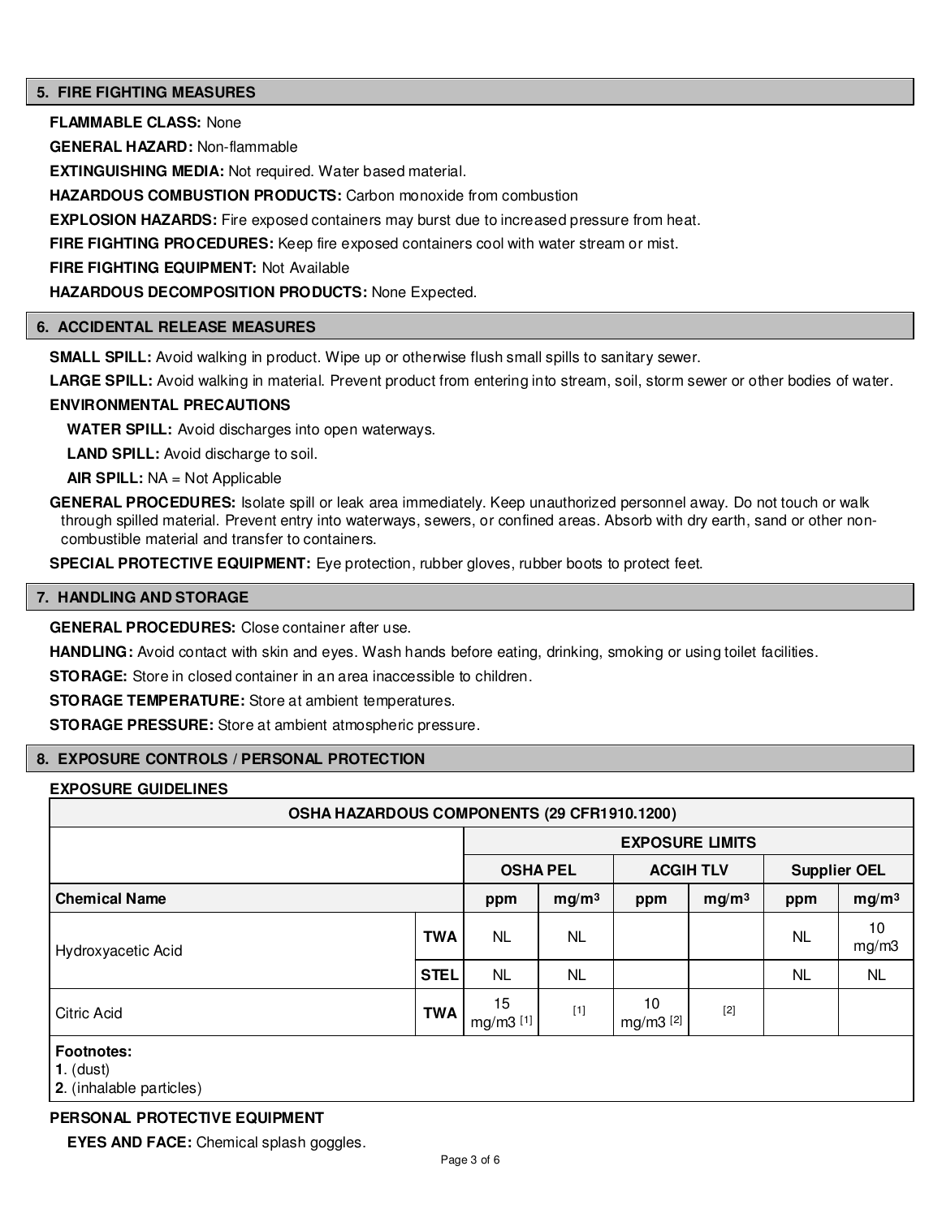## 5. FIRE FIGHTING MEASURES

**FLAMMABLE CLASS:** None

**GENERAL HAZARD:** Non-flammable

**EXTINGUISHING MEDIA:** Not required. Water based material.

**HAZARDOUS COMBUSTION PRODUCTS:** Carbon monoxide from combustion

**EXPLOSION HAZARDS:** Fire exposed containers may burst due to increased pressure from heat.

**FIRE FIGHTING PROCEDURES:** Keep fire exposed containers cool with water stream or mist.

**FIRE FIGHTING EQUIPMENT:** Not Available

**HAZARDOUS DECOMPOSITION PRODUCTS:** None Expected.

## 6. ACCIDENTAL RELEASE MEASURES

**SMALL SPILL:** Avoid walking in product. Wipe up or otherwise flush small spills to sanitary sewer.

**LARGE SPILL:** Avoid walking in material. Prevent product from entering into stream, soil, storm sewer or other bodies of water.

**ENVIRONMENTAL PRECAUTIONS**

**WATER SPILL:** Avoid discharges into open waterways.

**LAND SPILL:** Avoid discharge to soil.

**AIR SPILL:** NA = Not Applicable

**GENERAL PROCEDURES:** Isolate spill or leak area immediately. Keep unauthorized personnel away. Do not touch or walk through spilled material. Prevent entry into waterways, sewers, or confined areas. Absorb with dry earth, sand or other non-combustible material and transfer to containers.

**SPECIAL PROTECTIVE EQUIPMENT:** Eye protection, rubber gloves, rubber boots to protect feet.

## 7. HANDLING AND STORAGE

**GENERAL PROCEDURES:** Close container after use.

**HANDLING:** Avoid contact with skin and eyes. Wash hands before eating, drinking, smoking or using toilet facilities.

**STORAGE:** Store in closed container in an area inaccessible to children.

**STORAGE TEMPERATURE:** Store at ambient temperatures.

**STORAGE PRESSURE:** Store at ambient atmospheric pressure.

## 8. EXPOSURE CONTROLS / PERSONAL PROTECTION

**EXPOSURE GUIDELINES**

| OSHA HAZARDOUS COMPONENTS (29 CFR1910.1200) | | | | | | | |
|---|---|---|---|---|---|---|---|
| | | EXPOSURE LIMITS | | | | | |
| | | OSHA PEL | | ACGIH TLV | | Supplier OEL | |
| **Chemical Name** | | ppm | $mg/m^3$ | ppm | $mg/m^3$ | ppm | $mg/m^3$ |
| Hydroxyacetic Acid | TWA | NL | NL | | | NL | 10 mg/m3 |
| | STEL | NL | NL | | | NL | NL |
| Citric Acid | TWA | 15 mg/m3 [1] | [1] | 10 mg/m3 [2] | [2] | | |

**Footnotes:**
**1**. (dust)
**2**. (inhalable particles)

**PERSONAL PROTECTIVE EQUIPMENT**

**EYES AND FACE:** Chemical splash goggles.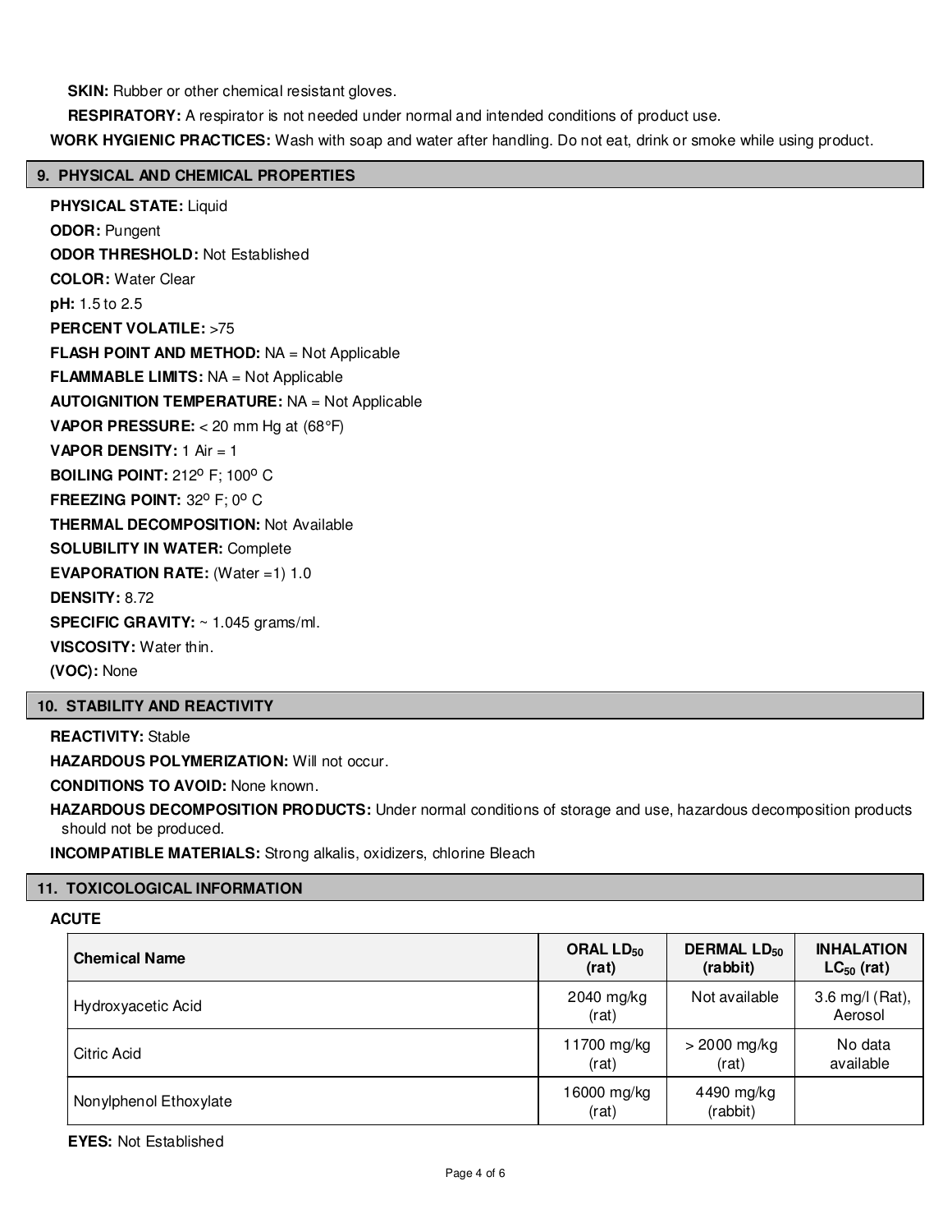**SKIN:** Rubber or other chemical resistant gloves.

**RESPIRATORY:** A respirator is not needed under normal and intended conditions of product use.

**WORK HYGIENIC PRACTICES:** Wash with soap and water after handling. Do not eat, drink or smoke while using product.

## 9. PHYSICAL AND CHEMICAL PROPERTIES

**PHYSICAL STATE:** Liquid

**ODOR:** Pungent

**ODOR THRESHOLD:** Not Established

**COLOR:** Water Clear

**pH:** 1.5 to 2.5

**PERCENT VOLATILE:** >75

**FLASH POINT AND METHOD:** NA = Not Applicable

**FLAMMABLE LIMITS:** NA = Not Applicable

**AUTOIGNITION TEMPERATURE:** NA = Not Applicable

**VAPOR PRESSURE:** < 20 mm Hg at (68°F)

**VAPOR DENSITY:** 1 Air = 1

**BOILING POINT:** 212° F; 100° C

**FREEZING POINT:** 32° F; 0° C

**THERMAL DECOMPOSITION:** Not Available

**SOLUBILITY IN WATER:** Complete

**EVAPORATION RATE:** (Water =1) 1.0

**DENSITY:** 8.72

**SPECIFIC GRAVITY:** ~ 1.045 grams/ml.

**VISCOSITY:** Water thin.

**(VOC):** None

## 10. STABILITY AND REACTIVITY

**REACTIVITY:** Stable

**HAZARDOUS POLYMERIZATION:** Will not occur.

**CONDITIONS TO AVOID:** None known.

**HAZARDOUS DECOMPOSITION PRODUCTS:** Under normal conditions of storage and use, hazardous decomposition products should not be produced.

**INCOMPATIBLE MATERIALS:** Strong alkalis, oxidizers, chlorine Bleach

## 11. TOXICOLOGICAL INFORMATION

**ACUTE**

| Chemical Name | ORAL $LD_{50}$ (rat) | DERMAL $LD_{50}$ (rabbit) | INHALATION $LC_{50}$ (rat) |
|---|---|---|---|
| Hydroxyacetic Acid | 2040 mg/kg (rat) | Not available | 3.6 mg/l (Rat), Aerosol |
| Citric Acid | 11700 mg/kg (rat) | > 2000 mg/kg (rat) | No data available |
| Nonylphenol Ethoxylate | 16000 mg/kg (rat) | 4490 mg/kg (rabbit) | |

**EYES:** Not Established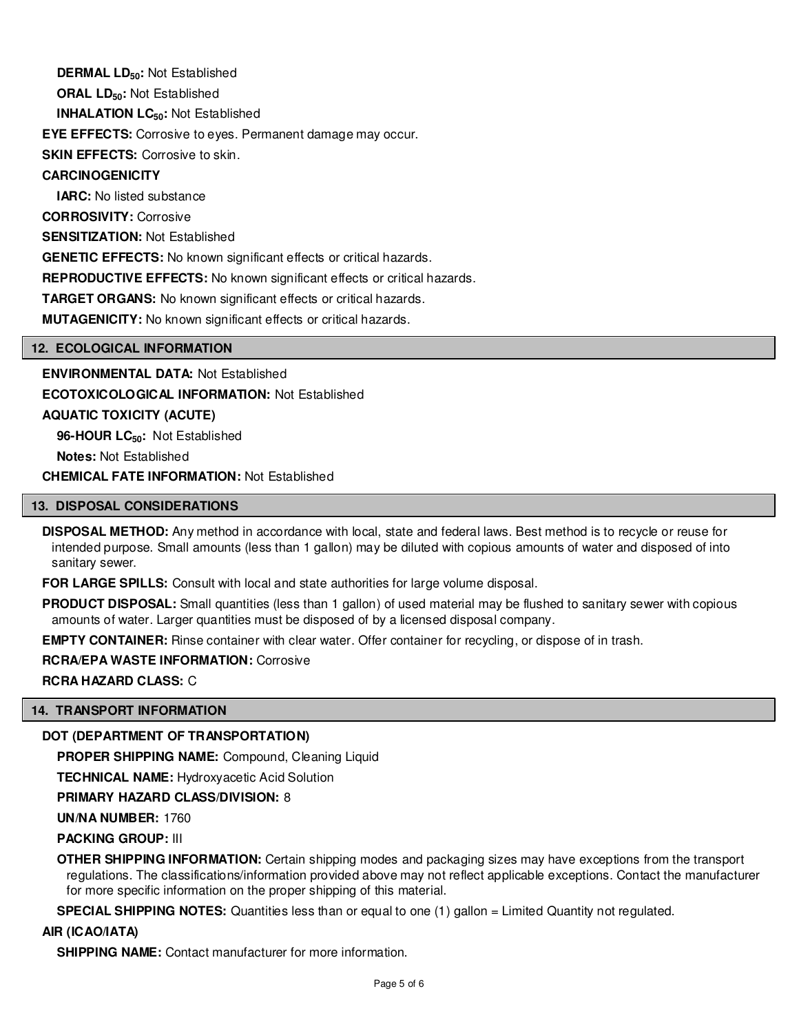**DERMAL $LD_{50}$:** Not Established

**ORAL $LD_{50}$:** Not Established

**INHALATION $LC_{50}$:** Not Established

**EYE EFFECTS:** Corrosive to eyes. Permanent damage may occur.

**SKIN EFFECTS:** Corrosive to skin.

**CARCINOGENICITY**

**IARC:** No listed substance

**CORROSIVITY:** Corrosive

**SENSITIZATION:** Not Established

**GENETIC EFFECTS:** No known significant effects or critical hazards.

**REPRODUCTIVE EFFECTS:** No known significant effects or critical hazards.

**TARGET ORGANS:** No known significant effects or critical hazards.

**MUTAGENICITY:** No known significant effects or critical hazards.

## 12. ECOLOGICAL INFORMATION

**ENVIRONMENTAL DATA:** Not Established

**ECOTOXICOLOGICAL INFORMATION:** Not Established

**AQUATIC TOXICITY (ACUTE)**

**96-HOUR $LC_{50}$:** Not Established

**Notes:** Not Established

**CHEMICAL FATE INFORMATION:** Not Established

## 13. DISPOSAL CONSIDERATIONS

**DISPOSAL METHOD:** Any method in accordance with local, state and federal laws. Best method is to recycle or reuse for intended purpose. Small amounts (less than 1 gallon) may be diluted with copious amounts of water and disposed of into sanitary sewer.

**FOR LARGE SPILLS:** Consult with local and state authorities for large volume disposal.

**PRODUCT DISPOSAL:** Small quantities (less than 1 gallon) of used material may be flushed to sanitary sewer with copious amounts of water. Larger quantities must be disposed of by a licensed disposal company.

**EMPTY CONTAINER:** Rinse container with clear water. Offer container for recycling, or dispose of in trash.

**RCRA/EPA WASTE INFORMATION:** Corrosive

**RCRA HAZARD CLASS:** C

## 14. TRANSPORT INFORMATION

**DOT (DEPARTMENT OF TRANSPORTATION)**

**PROPER SHIPPING NAME:** Compound, Cleaning Liquid

**TECHNICAL NAME:** Hydroxyacetic Acid Solution

**PRIMARY HAZARD CLASS/DIVISION:** 8

**UN/NA NUMBER:** 1760

**PACKING GROUP:** III

**OTHER SHIPPING INFORMATION:** Certain shipping modes and packaging sizes may have exceptions from the transport regulations. The classifications/information provided above may not reflect applicable exceptions. Contact the manufacturer for more specific information on the proper shipping of this material.

**SPECIAL SHIPPING NOTES:** Quantities less than or equal to one (1) gallon = Limited Quantity not regulated.

**AIR (ICAO/IATA)**

**SHIPPING NAME:** Contact manufacturer for more information.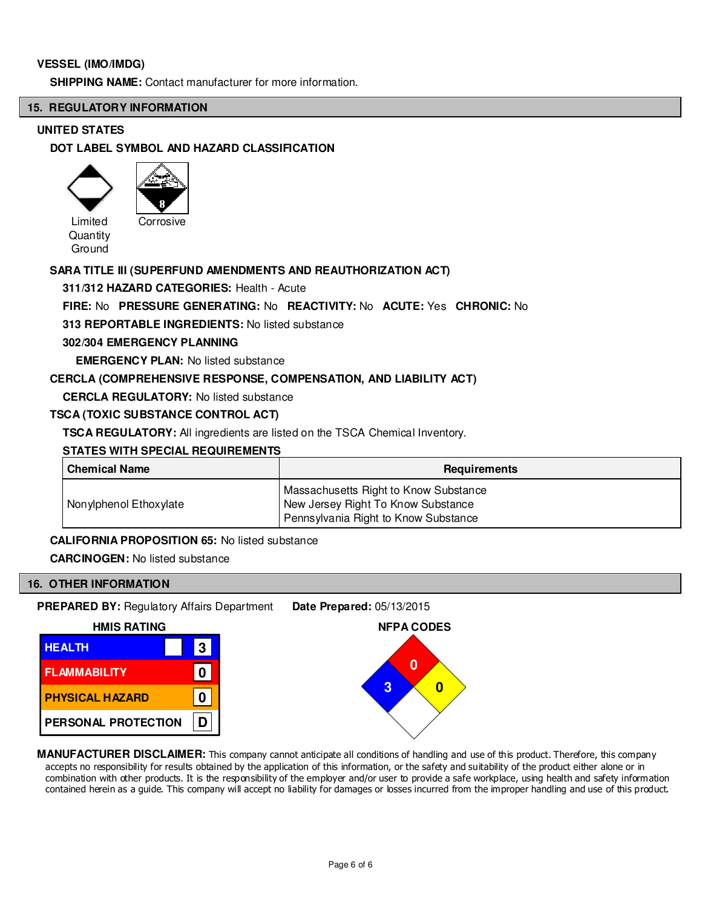**VESSEL (IMO/IMDG)**

**SHIPPING NAME:** Contact manufacturer for more information.

## 15. REGULATORY INFORMATION

**UNITED STATES**

**DOT LABEL SYMBOL AND HAZARD CLASSIFICATION**

Limited Quantity Ground

Corrosive

**SARA TITLE III (SUPERFUND AMENDMENTS AND REAUTHORIZATION ACT)**

**311/312 HAZARD CATEGORIES:** Health - Acute

**FIRE:** No **PRESSURE GENERATING:** No **REACTIVITY:** No **ACUTE:** Yes **CHRONIC:** No

**313 REPORTABLE INGREDIENTS:** No listed substance

**302/304 EMERGENCY PLANNING**

**EMERGENCY PLAN:** No listed substance

**CERCLA (COMPREHENSIVE RESPONSE, COMPENSATION, AND LIABILITY ACT)**

**CERCLA REGULATORY:** No listed substance

**TSCA (TOXIC SUBSTANCE CONTROL ACT)**

**TSCA REGULATORY:** All ingredients are listed on the TSCA Chemical Inventory.

**STATES WITH SPECIAL REQUIREMENTS**

| Chemical Name | Requirements |
|---|---|
| Nonylphenol Ethoxylate | Massachusetts Right to Know Substance<br>New Jersey Right To Know Substance<br>Pennsylvania Right to Know Substance |

**CALIFORNIA PROPOSITION 65:** No listed substance

**CARCINOGEN:** No listed substance

## 16. OTHER INFORMATION

**PREPARED BY:** Regulatory Affairs Department **Date Prepared:** 05/13/2015

**HMIS RATING**

| | |
|---|---|
| HEALTH | 3 |
| FLAMMABILITY | 0 |
| PHYSICAL HAZARD | 0 |
| PERSONAL PROTECTION | D |

**NFPA CODES**

0

3

0

**MANUFACTURER DISCLAIMER:** This company cannot anticipate all conditions of handling and use of this product. Therefore, this company accepts no responsibility for results obtained by the application of this information, or the safety and suitability of the product either alone or in combination with other products. It is the responsibility of the employer and/or user to provide a safe workplace, using health and safety information contained herein as a guide. This company will accept no liability for damages or losses incurred from the improper handling and use of this product.